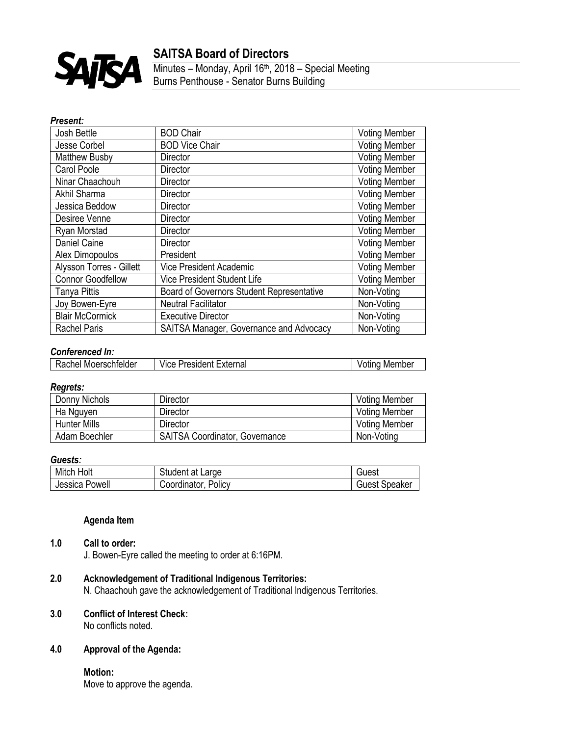# SAITSA Board of Directors

Minutes – Monday, April 16th, 2018 – Special Meeting
Burns Penthouse - Senator Burns Building

***Present:***

| | | |
|---|---|---|
| Josh Bettle | BOD Chair | Voting Member |
| Jesse Corbel | BOD Vice Chair | Voting Member |
| Matthew Busby | Director | Voting Member |
| Carol Poole | Director | Voting Member |
| Ninar Chaachouh | Director | Voting Member |
| Akhil Sharma | Director | Voting Member |
| Jessica Beddow | Director | Voting Member |
| Desiree Venne | Director | Voting Member |
| Ryan Morstad | Director | Voting Member |
| Daniel Caine | Director | Voting Member |
| Alex Dimopoulos | President | Voting Member |
| Alysson Torres - Gillett | Vice President Academic | Voting Member |
| Connor Goodfellow | Vice President Student Life | Voting Member |
| Tanya Pittis | Board of Governors Student Representative | Non-Voting |
| Joy Bowen-Eyre | Neutral Facilitator | Non-Voting |
| Blair McCormick | Executive Director | Non-Voting |
| Rachel Paris | SAITSA Manager, Governance and Advocacy | Non-Voting |

***Conferenced In:***

| | | |
|---|---|---|
| Rachel Moerschfelder | Vice President External | Voting Member |

***Regrets:***

| | | |
|---|---|---|
| Donny Nichols | Director | Voting Member |
| Ha Nguyen | Director | Voting Member |
| Hunter Mills | Director | Voting Member |
| Adam Boechler | SAITSA Coordinator, Governance | Non-Voting |

***Guests:***

| | | |
|---|---|---|
| Mitch Holt | Student at Large | Guest |
| Jessica Powell | Coordinator, Policy | Guest Speaker |

**Agenda Item**

**1.0 Call to order:**
J. Bowen-Eyre called the meeting to order at 6:16PM.

**2.0 Acknowledgement of Traditional Indigenous Territories:**
N. Chaachouh gave the acknowledgement of Traditional Indigenous Territories.

**3.0 Conflict of Interest Check:**
No conflicts noted.

**4.0 Approval of the Agenda:**

**Motion:**
Move to approve the agenda.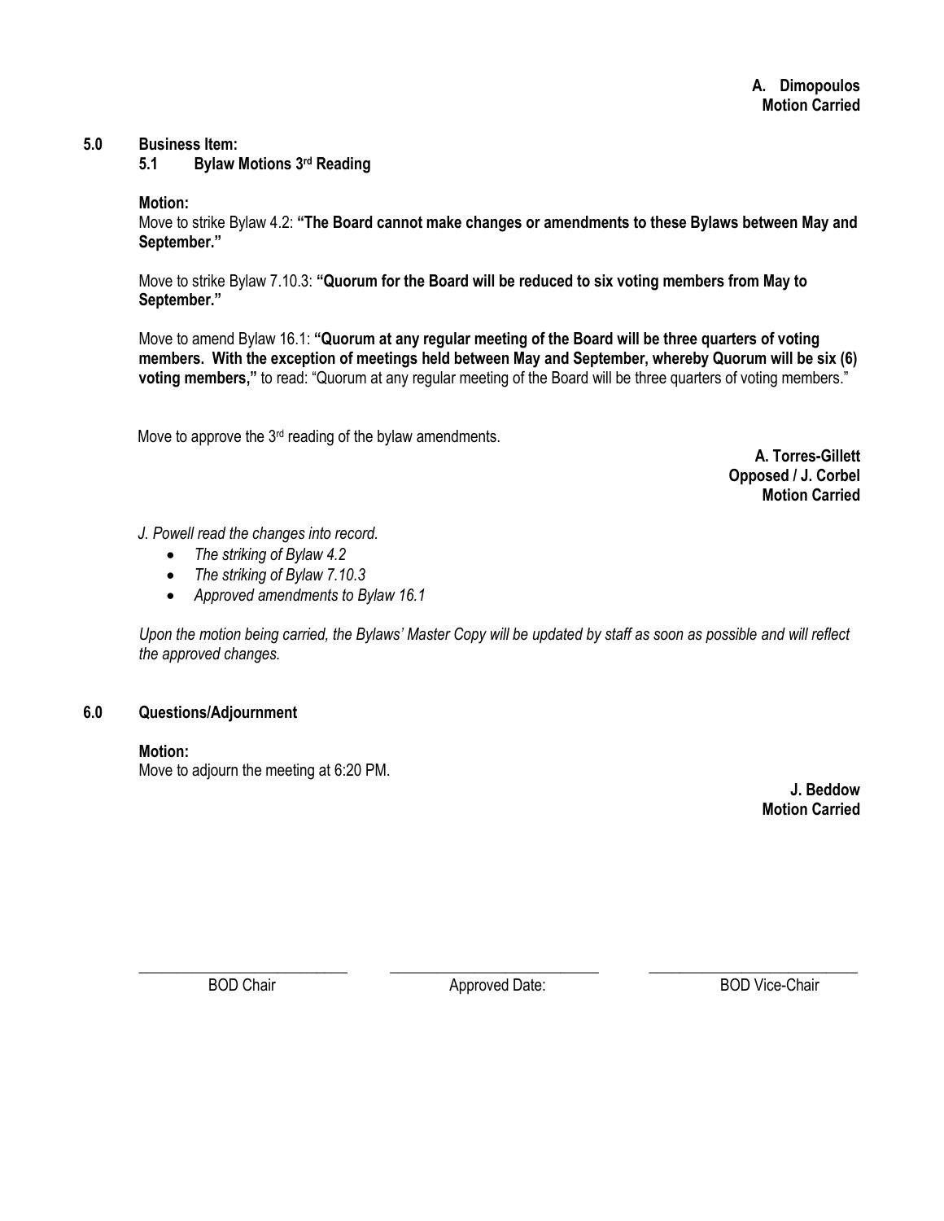**A. Dimopoulos**
**Motion Carried**

## 5.0 Business Item:

### 5.1 Bylaw Motions 3rd Reading

**Motion:**
Move to strike Bylaw 4.2: **"The Board cannot make changes or amendments to these Bylaws between May and September."**

Move to strike Bylaw 7.10.3: **"Quorum for the Board will be reduced to six voting members from May to September."**

Move to amend Bylaw 16.1: **"Quorum at any regular meeting of the Board will be three quarters of voting members. With the exception of meetings held between May and September, whereby Quorum will be six (6) voting members,"** to read: "Quorum at any regular meeting of the Board will be three quarters of voting members."

Move to approve the 3rd reading of the bylaw amendments.

**A. Torres-Gillett**
**Opposed / J. Corbel**
**Motion Carried**

*J. Powell read the changes into record.*

- *The striking of Bylaw 4.2*
- *The striking of Bylaw 7.10.3*
- *Approved amendments to Bylaw 16.1*

*Upon the motion being carried, the Bylaws' Master Copy will be updated by staff as soon as possible and will reflect the approved changes.*

## 6.0 Questions/Adjournment

**Motion:**
Move to adjourn the meeting at 6:20 PM.

**J. Beddow**
**Motion Carried**

| | | |
|---|---|---|
| \_\_\_\_\_\_\_\_\_\_\_\_\_\_\_\_\_\_\_\_\_\_\_\_\_\_\_\_ | \_\_\_\_\_\_\_\_\_\_\_\_\_\_\_\_\_\_\_\_\_\_\_\_\_\_\_\_ | \_\_\_\_\_\_\_\_\_\_\_\_\_\_\_\_\_\_\_\_\_\_\_\_\_\_\_\_ |
| BOD Chair | Approved Date: | BOD Vice-Chair |